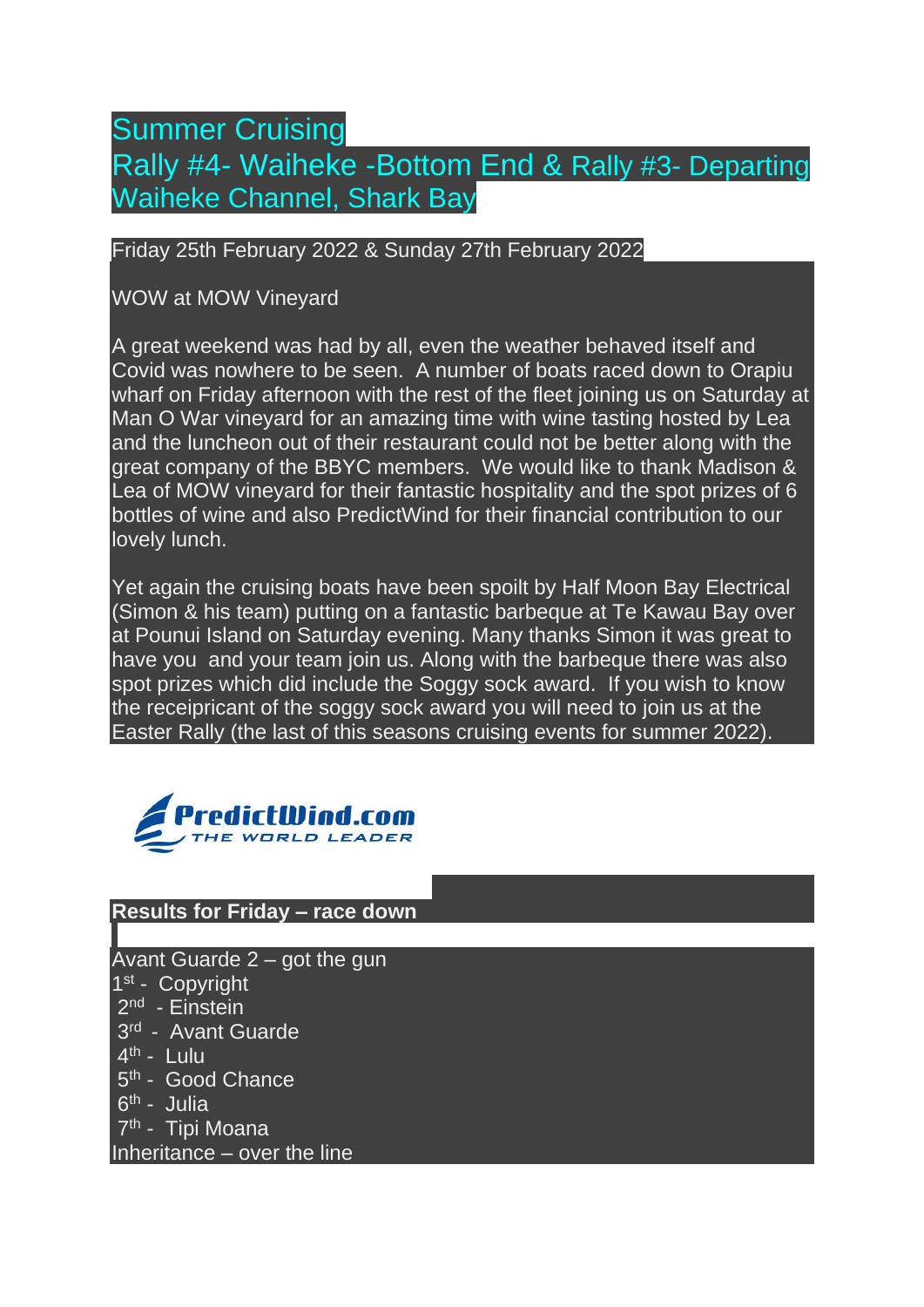# Summer Cruising

## Rally #4- Waiheke -Bottom End & Rally #3- Departing Waiheke Channel, Shark Bay

Friday 25th February 2022 & Sunday 27th February 2022

WOW at MOW Vineyard

A great weekend was had by all, even the weather behaved itself and Covid was nowhere to be seen. A number of boats raced down to Orapiu wharf on Friday afternoon with the rest of the fleet joining us on Saturday at Man O War vineyard for an amazing time with wine tasting hosted by Lea and the luncheon out of their restaurant could not be better along with the great company of the BBYC members. We would like to thank Madison & Lea of MOW vineyard for their fantastic hospitality and the spot prizes of 6 bottles of wine and also PredictWind for their financial contribution to our lovely lunch.

Yet again the cruising boats have been spoilt by Half Moon Bay Electrical (Simon & his team) putting on a fantastic barbeque at Te Kawau Bay over at Pounui Island on Saturday evening. Many thanks Simon it was great to have you and your team join us. Along with the barbeque there was also spot prizes which did include the Soggy sock award. If you wish to know the receipricant of the soggy sock award you will need to join us at the Easter Rally (the last of this seasons cruising events for summer 2022).

PredictWind.com
THE WORLD LEADER

**Results for Friday – race down**

Avant Guarde 2 – got the gun
1st - Copyright
2nd - Einstein
3rd - Avant Guarde
4th - Lulu
5th - Good Chance
6th - Julia
7th - Tipi Moana
Inheritance – over the line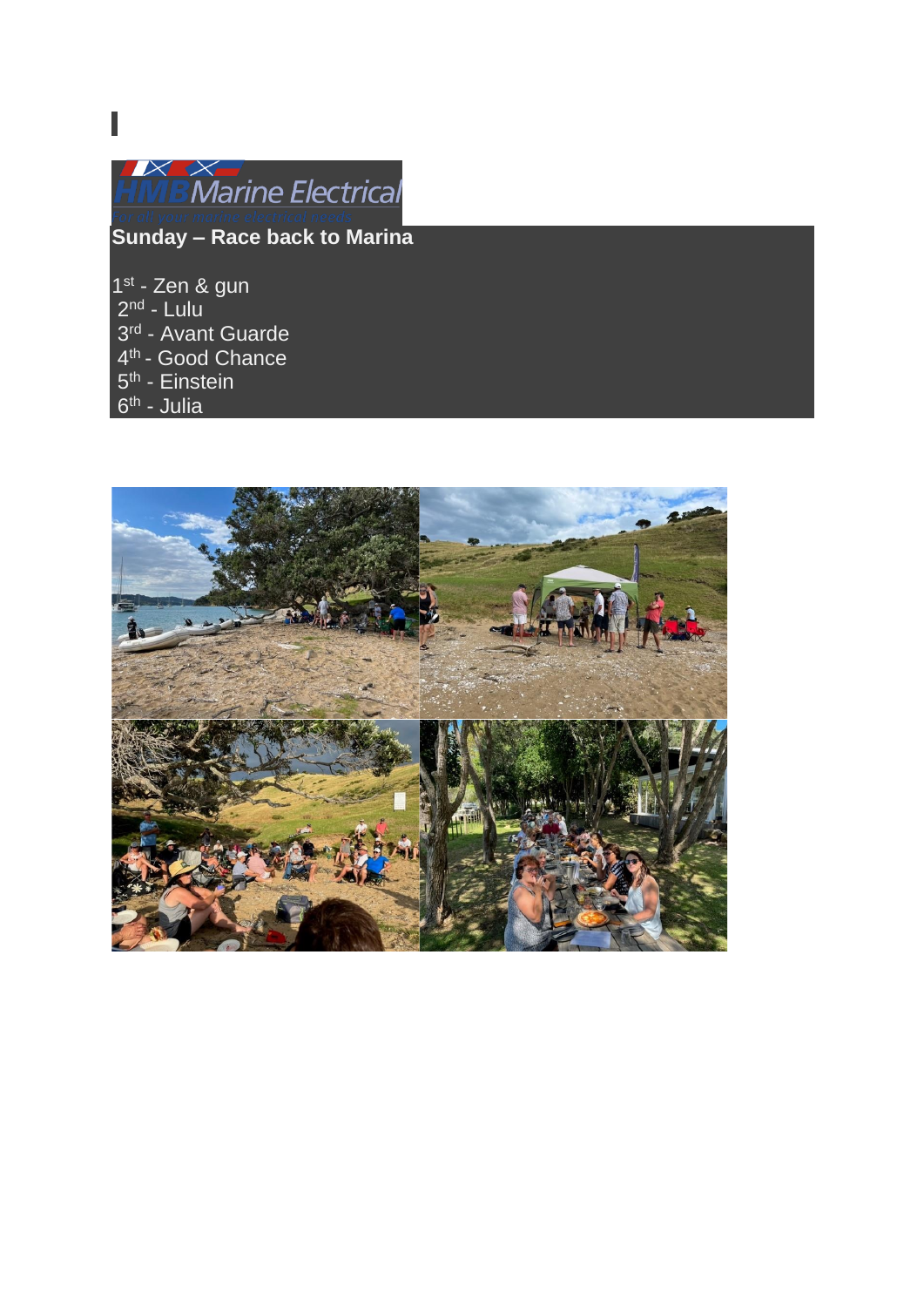**Sunday – Race back to Marina**

1st - Zen & gun
2nd - Lulu
3rd - Avant Guarde
4th - Good Chance
5th - Einstein
6th - Julia